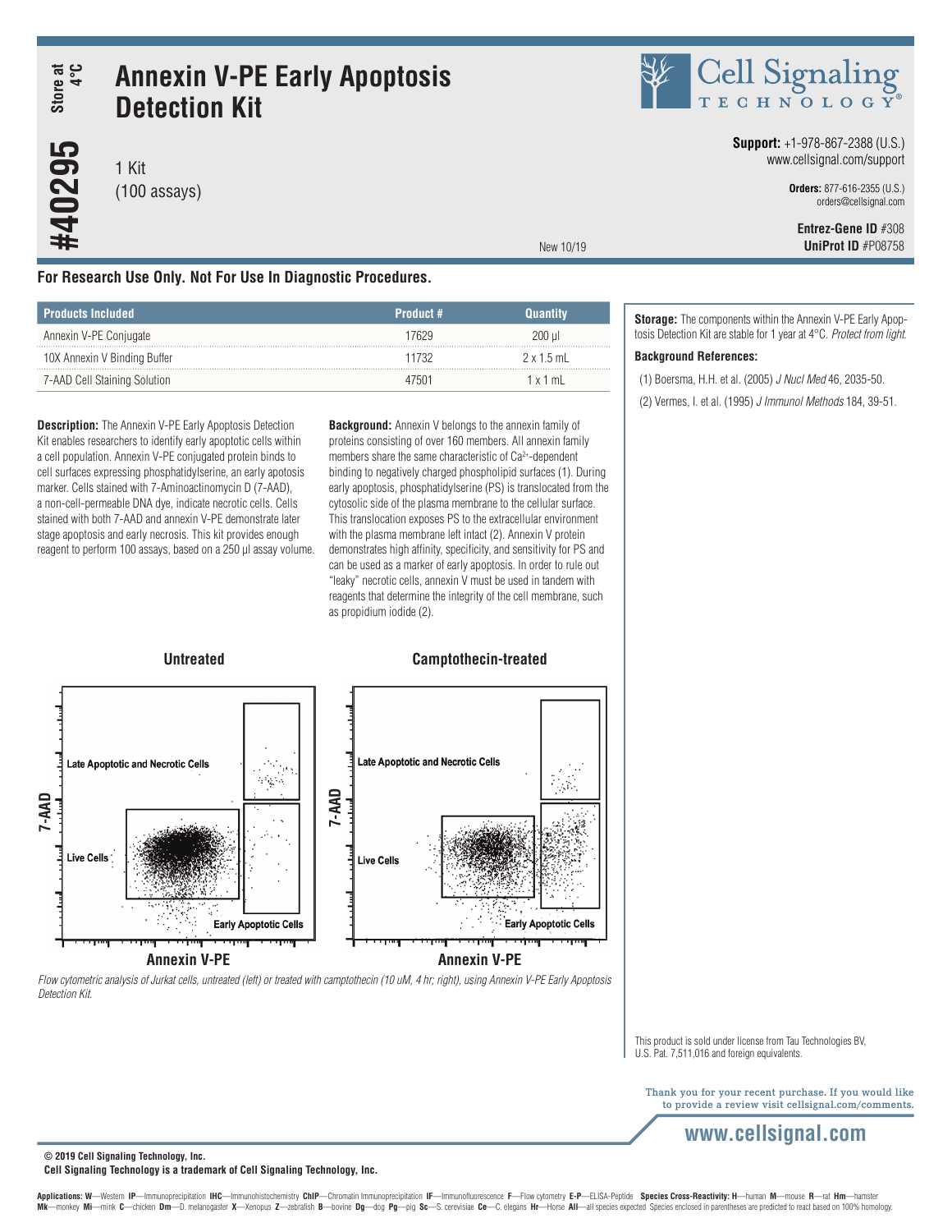# Annexin V-PE Early Apoptosis Detection Kit

**#40295** | Store at 4°C

1 Kit
(100 assays)

New 10/19

**Support:** +1-978-867-2388 (U.S.)
www.cellsignal.com/support

**Orders:** 877-616-2355 (U.S.)
orders@cellsignal.com

**Entrez-Gene ID** #308
**UniProt ID** #P08758

**For Research Use Only. Not For Use In Diagnostic Procedures.**

| Products Included | Product # | Quantity |
|---|---|---|
| Annexin V-PE Conjugate | 17629 | 200 µl |
| 10X Annexin V Binding Buffer | 11732 | 2 x 1.5 mL |
| 7-AAD Cell Staining Solution | 47501 | 1 x 1 mL |

**Description:** The Annexin V-PE Early Apoptosis Detection Kit enables researchers to identify early apoptotic cells within a cell population. Annexin V-PE conjugated protein binds to cell surfaces expressing phosphatidylserine, an early apoptosis marker. Cells stained with 7-Aminoactinomycin D (7-AAD), a non-cell-permeable DNA dye, indicate necrotic cells. Cells stained with both 7-AAD and annexin V-PE demonstrate later stage apoptosis and early necrosis. This kit provides enough reagent to perform 100 assays, based on a 250 µl assay volume.

**Background:** Annexin V belongs to the annexin family of proteins consisting of over 160 members. All annexin family members share the same characteristic of $Ca^{2+}$-dependent binding to negatively charged phospholipid surfaces (1). During early apoptosis, phosphatidylserine (PS) is translocated from the cytosolic side of the plasma membrane to the cellular surface. This translocation exposes PS to the extracellular environment with the plasma membrane left intact (2). Annexin V protein demonstrates high affinity, specificity, and sensitivity for PS and can be used as a marker of early apoptosis. In order to rule out "leaky" necrotic cells, annexin V must be used in tandem with reagents that determine the integrity of the cell membrane, such as propidium iodide (2).

*Flow cytometric analysis of Jurkat cells, untreated (left) or treated with camptothecin (10 uM, 4 hr; right), using Annexin V-PE Early Apoptosis Detection Kit.*

**Storage:** The components within the Annexin V-PE Early Apoptosis Detection Kit are stable for 1 year at 4°C. *Protect from light.*

**Background References:**

(1) Boersma, H.H. et al. (2005) *J Nucl Med* 46, 2035-50.

(2) Vermes, I. et al. (1995) *J Immunol Methods* 184, 39-51.

This product is sold under license from Tau Technologies BV, U.S. Pat. 7,511,016 and foreign equivalents.

Thank you for your recent purchase. If you would like to provide a review visit cellsignal.com/comments.

www.cellsignal.com

© 2019 Cell Signaling Technology, Inc.
Cell Signaling Technology is a trademark of Cell Signaling Technology, Inc.

**Applications: W**—Western **IP**—Immunoprecipitation **IHC**—Immunohistochemistry **ChIP**—Chromatin Immunoprecipitation **IF**—Immunofluorescence **F**—Flow cytometry **E-P**—ELISA-Peptide **Species Cross-Reactivity: H**—human **M**—mouse **R**—rat **Hm**—hamster **Mk**—monkey **Mi**—mink **C**—chicken **Dm**—D. melanogaster **X**—Xenopus **Z**—zebrafish **B**—bovine **Dg**—dog **Pg**—pig **Sc**—S. cerevisiae **Ce**—C. elegans **Hr**—Horse **All**—all species expected Species enclosed in parentheses are predicted to react based on 100% homology.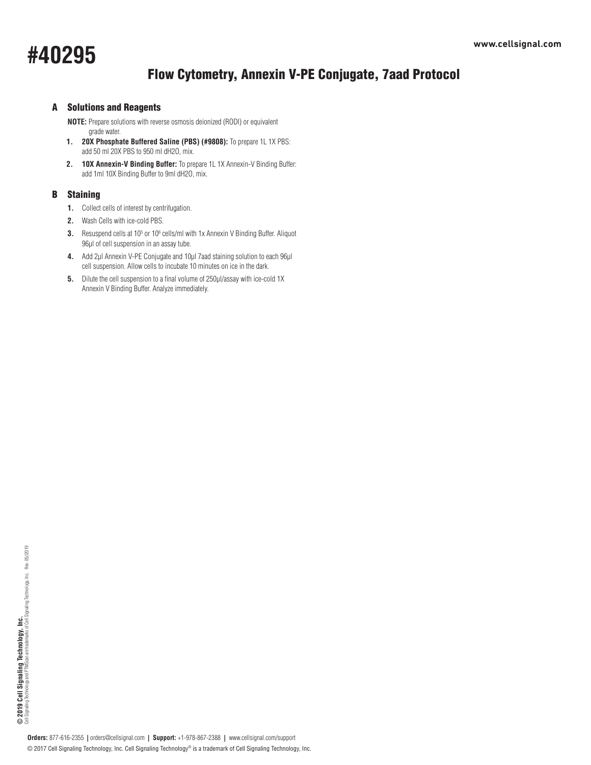# #40295

## Flow Cytometry, Annexin V-PE Conjugate, 7aad Protocol

### A Solutions and Reagents

**NOTE:** Prepare solutions with reverse osmosis deionized (RODI) or equivalent grade water.

1. **20X Phosphate Buffered Saline (PBS) (#9808):** To prepare 1L 1X PBS: add 50 ml 20X PBS to 950 ml dH2O, mix.
2. **10X Annexin-V Binding Buffer:** To prepare 1L 1X Annexin-V Binding Buffer: add 1ml 10X Binding Buffer to 9ml dH2O, mix.

### B Staining

1. Collect cells of interest by centrifugation.
2. Wash Cells with ice-cold PBS.
3. Resuspend cells at $10^5$ or $10^6$ cells/ml with 1x Annexin V Binding Buffer. Aliquot 96µl of cell suspension in an assay tube.
4. Add 2µl Annexin V-PE Conjugate and 10µl 7aad staining solution to each 96µl cell suspension. Allow cells to incubate 10 minutes on ice in the dark.
5. Dilute the cell suspension to a final volume of 250µl/assay with ice-cold 1X Annexin V Binding Buffer. Analyze immediately.

**© 2019 Cell Signaling Technology, Inc.**
Cell Signaling Technology and PTMScan are trademarks of Cell Signaling Technology, Inc. Rev. 05/2019

**Orders:** 877-616-2355 | orders@cellsignal.com | **Support:** +1-978-867-2388 | www.cellsignal.com/support

© 2017 Cell Signaling Technology, Inc. Cell Signaling Technology® is a trademark of Cell Signaling Technology, Inc.